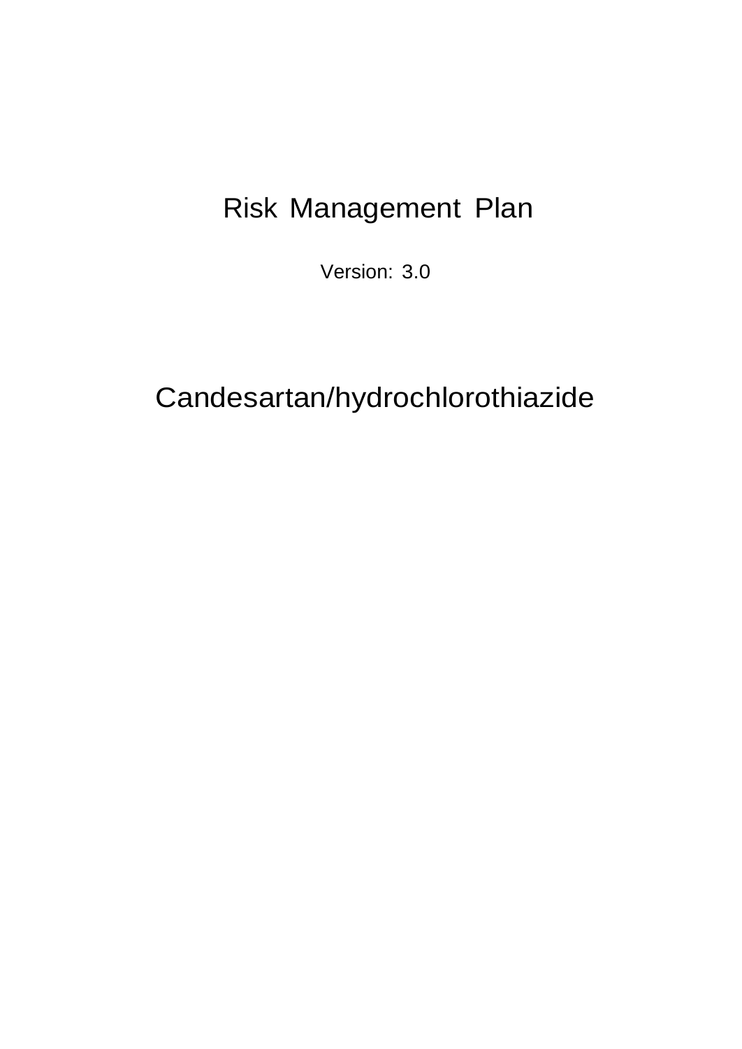# Risk Management Plan

Version: 3.0

# Candesartan/hydrochlorothiazide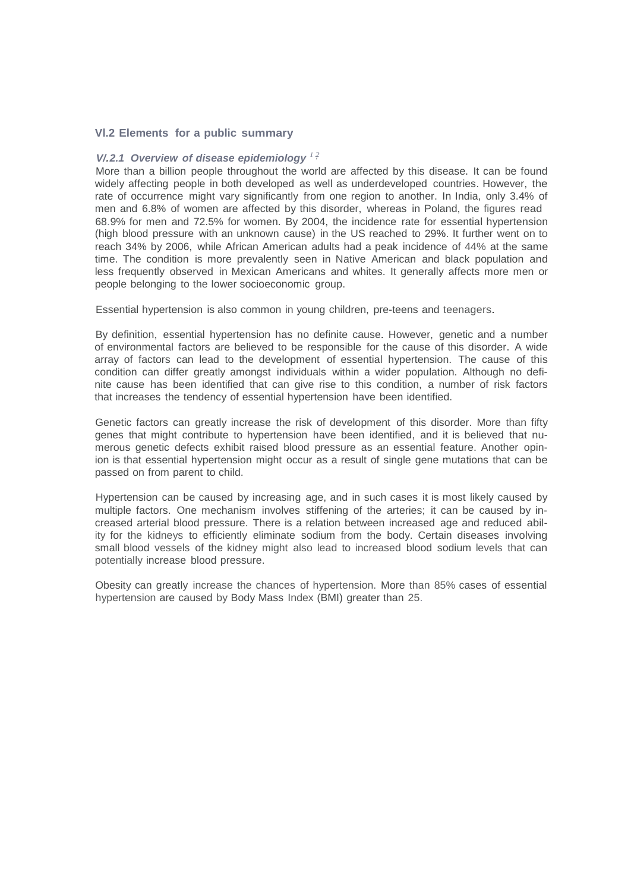## VI.2 Elements for a public summary

### *V/.2.1 Overview of disease epidemiology* [1,2]

More than a billion people throughout the world are affected by this disease. It can be found widely affecting people in both developed as well as underdeveloped countries. However, the rate of occurrence might vary significantly from one region to another. In India, only 3.4% of men and 6.8% of women are affected by this disorder, whereas in Poland, the figures read 68.9% for men and 72.5% for women. By 2004, the incidence rate for essential hypertension (high blood pressure with an unknown cause) in the US reached to 29%. It further went on to reach 34% by 2006, while African American adults had a peak incidence of 44% at the same time. The condition is more prevalently seen in Native American and black population and less frequently observed in Mexican Americans and whites. It generally affects more men or people belonging to the lower socioeconomic group.

Essential hypertension is also common in young children, pre-teens and teenagers.

By definition, essential hypertension has no definite cause. However, genetic and a number of environmental factors are believed to be responsible for the cause of this disorder. A wide array of factors can lead to the development of essential hypertension. The cause of this condition can differ greatly amongst individuals within a wider population. Although no definite cause has been identified that can give rise to this condition, a number of risk factors that increases the tendency of essential hypertension have been identified.

Genetic factors can greatly increase the risk of development of this disorder. More than fifty genes that might contribute to hypertension have been identified, and it is believed that numerous genetic defects exhibit raised blood pressure as an essential feature. Another opinion is that essential hypertension might occur as a result of single gene mutations that can be passed on from parent to child.

Hypertension can be caused by increasing age, and in such cases it is most likely caused by multiple factors. One mechanism involves stiffening of the arteries; it can be caused by increased arterial blood pressure. There is a relation between increased age and reduced ability for the kidneys to efficiently eliminate sodium from the body. Certain diseases involving small blood vessels of the kidney might also lead to increased blood sodium levels that can potentially increase blood pressure.

Obesity can greatly increase the chances of hypertension. More than 85% cases of essential hypertension are caused by Body Mass Index (BMI) greater than 25.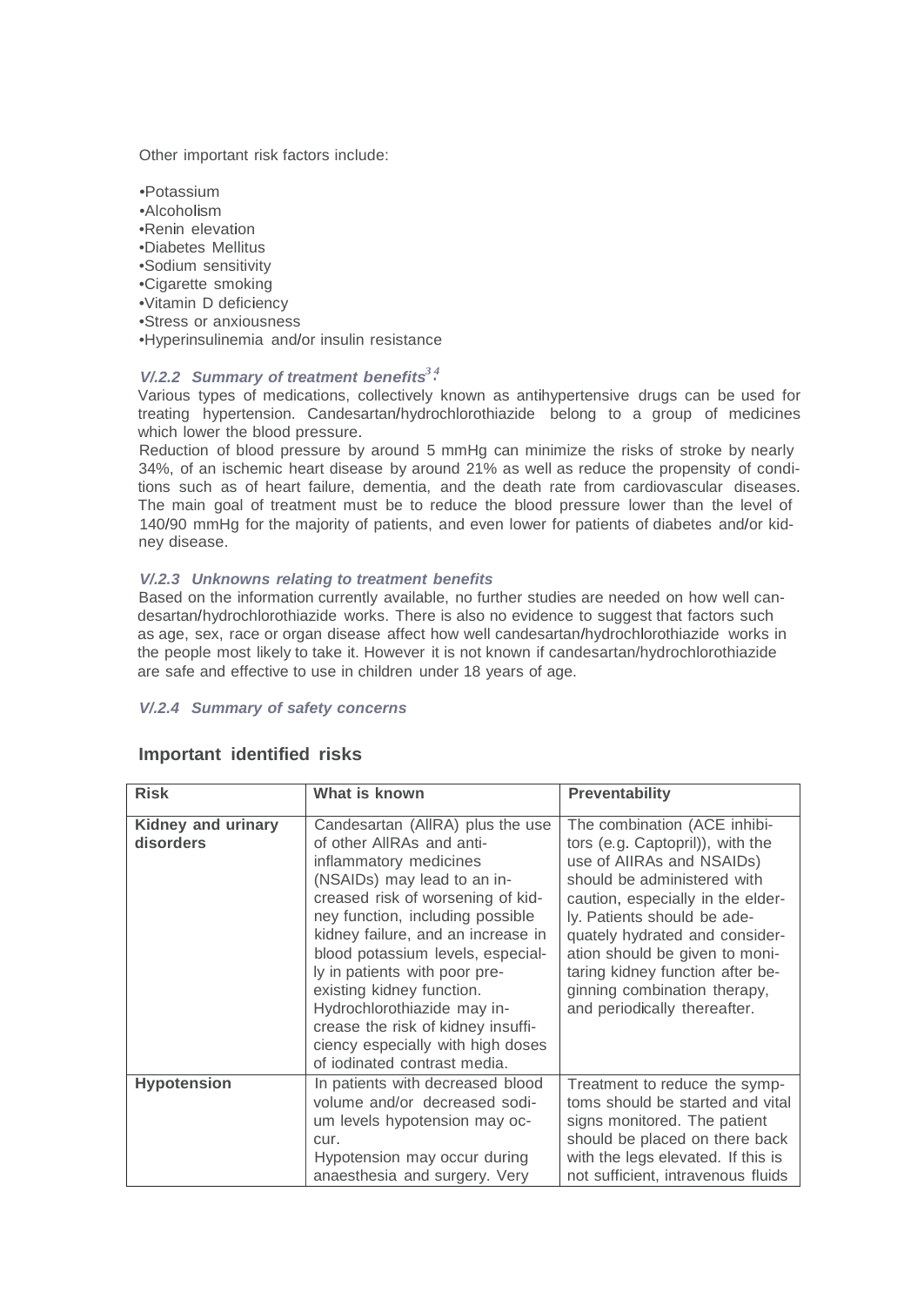Other important risk factors include:

- •Potassium
- •Alcoholism
- •Renin elevation
- •Diabetes Mellitus
- •Sodium sensitivity
- •Cigarette smoking
- •Vitamin D deficiency
- •Stress or anxiousness
- •Hyperinsulinemia and/or insulin resistance

### *V/.2.2 Summary of treatment benefits*[3,4]

Various types of medications, collectively known as antihypertensive drugs can be used for treating hypertension. Candesartan/hydrochlorothiazide belong to a group of medicines which lower the blood pressure.

Reduction of blood pressure by around 5 mmHg can minimize the risks of stroke by nearly 34%, of an ischemic heart disease by around 21% as well as reduce the propensity of conditions such as of heart failure, dementia, and the death rate from cardiovascular diseases. The main goal of treatment must be to reduce the blood pressure lower than the level of 140/90 mmHg for the majority of patients, and even lower for patients of diabetes and/or kidney disease.

### *V/.2.3 Unknowns relating to treatment benefits*

Based on the information currently available, no further studies are needed on how well candesartan/hydrochlorothiazide works. There is also no evidence to suggest that factors such as age, sex, race or organ disease affect how well candesartan/hydrochlorothiazide works in the people most likely to take it. However it is not known if candesartan/hydrochlorothiazide are safe and effective to use in children under 18 years of age.

### *V/.2.4 Summary of safety concerns*

## Important identified risks

| Risk | What is known | Preventability |
|---|---|---|
| **Kidney and urinary disorders** | Candesartan (AllRA) plus the use of other AllRAs and anti-inflammatory medicines (NSAIDs) may lead to an increased risk of worsening of kidney function, including possible kidney failure, and an increase in blood potassium levels, especially in patients with poor pre-existing kidney function. Hydrochlorothiazide may increase the risk of kidney insufficiency especially with high doses of iodinated contrast media. | The combination (ACE inhibitors (e.g. Captopril)), with the use of AIIRAs and NSAIDs) should be administered with caution, especially in the elderly. Patients should be adequately hydrated and consideration should be given to monitaring kidney function after beginning combination therapy, and periodically thereafter. |
| **Hypotension** | In patients with decreased blood volume and/or decreased sodium levels hypotension may occur. Hypotension may occur during anaesthesia and surgery. Very | Treatment to reduce the symptoms should be started and vital signs monitored. The patient should be placed on there back with the legs elevated. If this is not sufficient, intravenous fluids |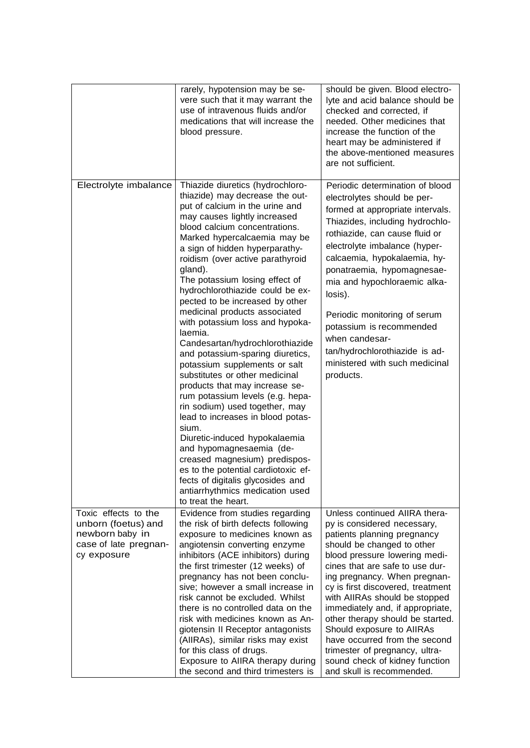| | | |
|---|---|---|
| | rarely, hypotension may be severe such that it may warrant the use of intravenous fluids and/or medications that will increase the blood pressure. | should be given. Blood electrolyte and acid balance should be checked and corrected, if needed. Other medicines that increase the function of the heart may be administered if the above-mentioned measures are not sufficient. |
| Electrolyte imbalance | Thiazide diuretics (hydrochlorothiazide) may decrease the output of calcium in the urine and may causes lightly increased blood calcium concentrations. Marked hypercalcaemia may be a sign of hidden hyperparathyroidism (over active parathyroid gland).<br>The potassium losing effect of hydrochlorothiazide could be expected to be increased by other medicinal products associated with potassium loss and hypokalaemia.<br>Candesartan/hydrochlorothiazide and potassium-sparing diuretics, potassium supplements or salt substitutes or other medicinal products that may increase serum potassium levels (e.g. heparin sodium) used together, may lead to increases in blood potassium.<br>Diuretic-induced hypokalaemia and hypomagnesaemia (decreased magnesium) predisposes to the potential cardiotoxic effects of digitalis glycosides and antiarrhythmics medication used to treat the heart. | Periodic determination of blood electrolytes should be performed at appropriate intervals. Thiazides, including hydrochlorothiazide, can cause fluid or electrolyte imbalance (hypercalcaemia, hypokalaemia, hyponatraemia, hypomagnesaemia and hypochloraemic alkalosis).<br>Periodic monitoring of serum potassium is recommended when candesartan/hydrochlorothiazide is administered with such medicinal products. |
| Toxic effects to the unborn (foetus) and newborn baby in case of late pregnancy exposure | Evidence from studies regarding the risk of birth defects following exposure to medicines known as angiotensin converting enzyme inhibitors (ACE inhibitors) during the first trimester (12 weeks) of pregnancy has not been conclusive; however a small increase in risk cannot be excluded. Whilst there is no controlled data on the risk with medicines known as Angiotensin II Receptor antagonists (AIIRAs), similar risks may exist for this class of drugs.<br>Exposure to AIIRA therapy during the second and third trimesters is | Unless continued AIIRA therapy is considered necessary, patients planning pregnancy should be changed to other blood pressure lowering medicines that are safe to use during pregnancy. When pregnancy is first discovered, treatment with AIIRAs should be stopped immediately and, if appropriate, other therapy should be started. Should exposure to AIIRAs have occurred from the second trimester of pregnancy, ultrasound check of kidney function and skull is recommended. |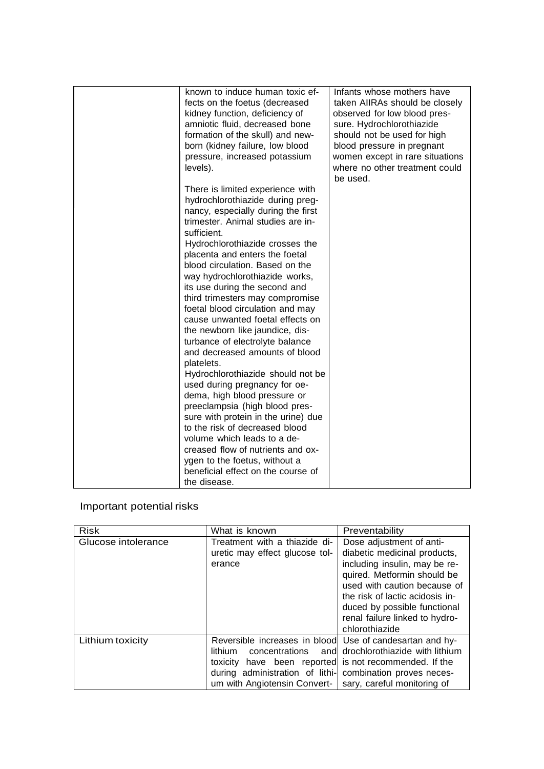| | | |
|---|---|---|
| | known to induce human toxic effects on the foetus (decreased kidney function, deficiency of amniotic fluid, decreased bone formation of the skull) and newborn (kidney failure, low blood pressure, increased potassium levels).<br><br>There is limited experience with hydrochlorothiazide during pregnancy, especially during the first trimester. Animal studies are insufficient.<br>Hydrochlorothiazide crosses the placenta and enters the foetal blood circulation. Based on the way hydrochlorothiazide works, its use during the second and third trimesters may compromise foetal blood circulation and may cause unwanted foetal effects on the newborn like jaundice, disturbance of electrolyte balance and decreased amounts of blood platelets.<br>Hydrochlorothiazide should not be used during pregnancy for oedema, high blood pressure or preeclampsia (high blood pressure with protein in the urine) due to the risk of decreased blood volume which leads to a decreased flow of nutrients and oxygen to the foetus, without a beneficial effect on the course of the disease. | Infants whose mothers have taken AIIRAs should be closely observed for low blood pressure. Hydrochlorothiazide should not be used for high blood pressure in pregnant women except in rare situations where no other treatment could be used. |

## Important potential risks

| Risk | What is known | Preventability |
|---|---|---|
| Glucose intolerance | Treatment with a thiazide diuretic may effect glucose tolerance | Dose adjustment of antidiabetic medicinal products, including insulin, may be required. Metformin should be used with caution because of the risk of lactic acidosis induced by possible functional renal failure linked to hydrochlorothiazide |
| Lithium toxicity | Reversible increases in blood lithium concentrations and toxicity have been reported during administration of lithium with Angiotensin Convert- | Use of candesartan and hydrochlorothiazide with lithium is not recommended. If the combination proves necessary, careful monitoring of |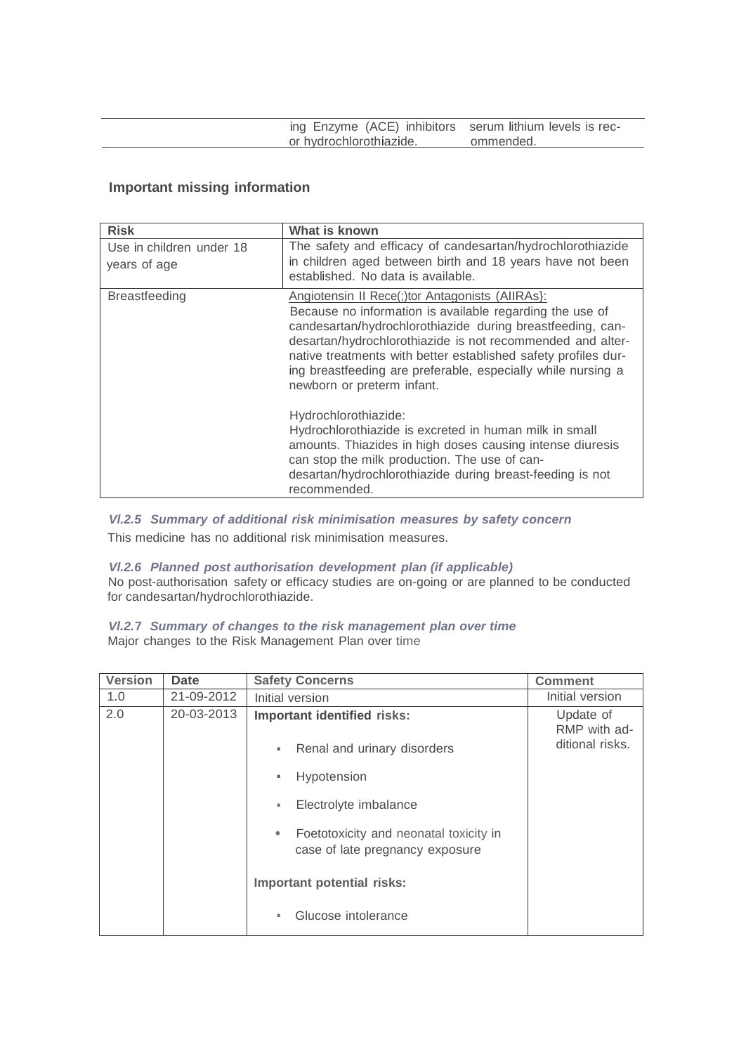| | ing Enzyme (ACE) inhibitors or hydrochlorothiazide. | serum lithium levels is recommended. |
|---|---|---|

### Important missing information

| Risk | What is known |
|---|---|
| Use in children under 18 years of age | The safety and efficacy of candesartan/hydrochlorothiazide in children aged between birth and 18 years have not been established. No data is available. |
| Breastfeeding | Angiotensin II Rece(;)tor Antagonists (AIIRAs}:<br>Because no information is available regarding the use of candesartan/hydrochlorothiazide during breastfeeding, candesartan/hydrochlorothiazide is not recommended and alternative treatments with better established safety profiles during breastfeeding are preferable, especially while nursing a newborn or preterm infant.<br><br>Hydrochlorothiazide:<br>Hydrochlorothiazide is excreted in human milk in small amounts. Thiazides in high doses causing intense diuresis can stop the milk production. The use of candesartan/hydrochlorothiazide during breast-feeding is not recommended. |

#### *Vl.2.5 Summary of additional risk minimisation measures by safety concern*

This medicine has no additional risk minimisation measures.

#### *Vl.2.6 Planned post authorisation development plan (if applicable)*

No post-authorisation safety or efficacy studies are on-going or are planned to be conducted for candesartan/hydrochlorothiazide.

#### *Vl.2.7 Summary of changes to the risk management plan over time*

Major changes to the Risk Management Plan over time

| Version | Date | Safety Concerns | Comment |
|---|---|---|---|
| 1.0 | 21-09-2012 | Initial version | Initial version |
| 2.0 | 20-03-2013 | **Important identified risks:**<br>▪ Renal and urinary disorders<br>▪ Hypotension<br>▪ Electrolyte imbalance<br>• Foetotoxicity and neonatal toxicity in case of late pregnancy exposure<br><br>**Important potential risks:**<br>▪ Glucose intolerance | Update of RMP with additional risks. |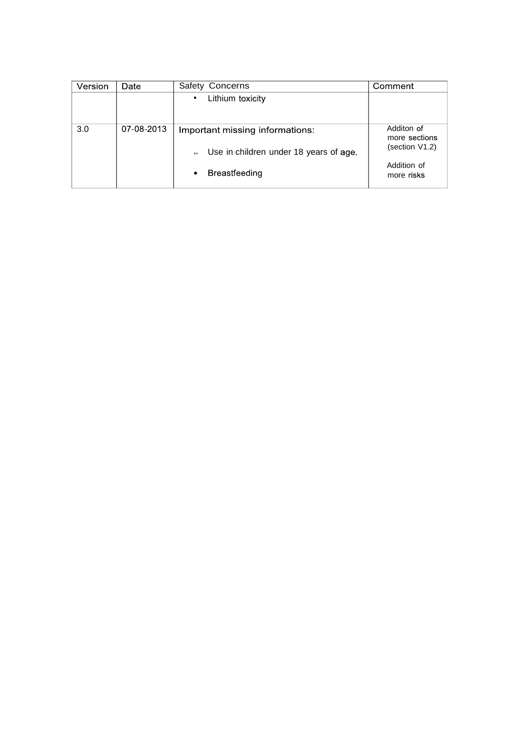| Version | Date | Safety Concerns | Comment |
|---|---|---|---|
| | | ▪ Lithium toxicity | |
| 3.0 | 07-08-2013 | Important missing informations:<br>•• Use in children under 18 years of age.<br>• Breastfeeding | Additon of more sections (section V1.2)<br>Addition of more risks |